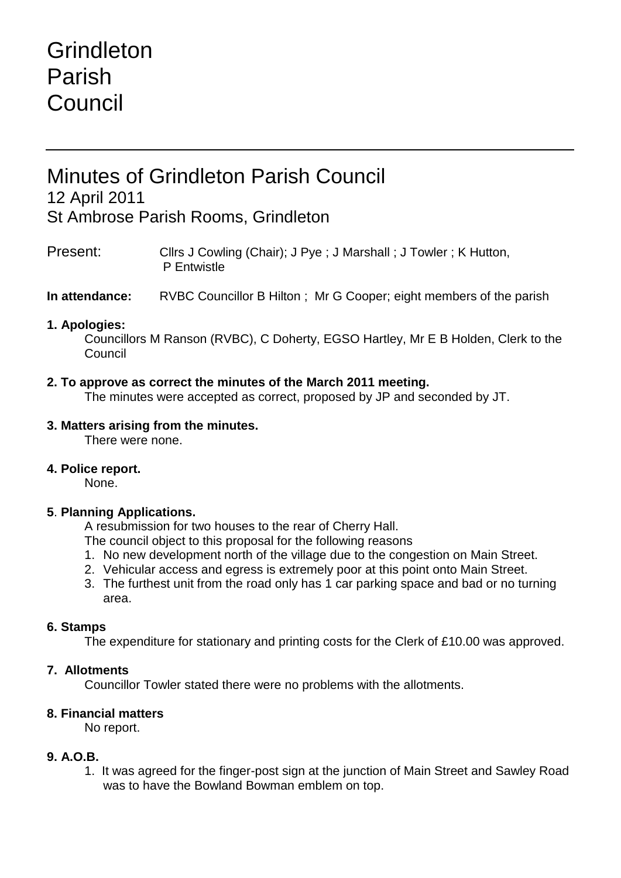# Grindleton Parish Council

---

## Minutes of Grindleton Parish Council

### 12 April 2011

### St Ambrose Parish Rooms, Grindleton

Present: Cllrs J Cowling (Chair); J Pye ; J Marshall ; J Towler ; K Hutton, P Entwistle

**In attendance:** RVBC Councillor B Hilton ; Mr G Cooper; eight members of the parish

**1. Apologies:**

Councillors M Ranson (RVBC), C Doherty, EGSO Hartley, Mr E B Holden, Clerk to the Council

**2. To approve as correct the minutes of the March 2011 meeting.**

The minutes were accepted as correct, proposed by JP and seconded by JT.

**3. Matters arising from the minutes.**

There were none.

**4. Police report.**

None.

**5. Planning Applications.**

A resubmission for two houses to the rear of Cherry Hall.

The council object to this proposal for the following reasons

1. No new development north of the village due to the congestion on Main Street.
2. Vehicular access and egress is extremely poor at this point onto Main Street.
3. The furthest unit from the road only has 1 car parking space and bad or no turning area.

**6. Stamps**

The expenditure for stationary and printing costs for the Clerk of £10.00 was approved.

**7. Allotments**

Councillor Towler stated there were no problems with the allotments.

**8. Financial matters**

No report.

**9. A.O.B.**

1. It was agreed for the finger-post sign at the junction of Main Street and Sawley Road was to have the Bowland Bowman emblem on top.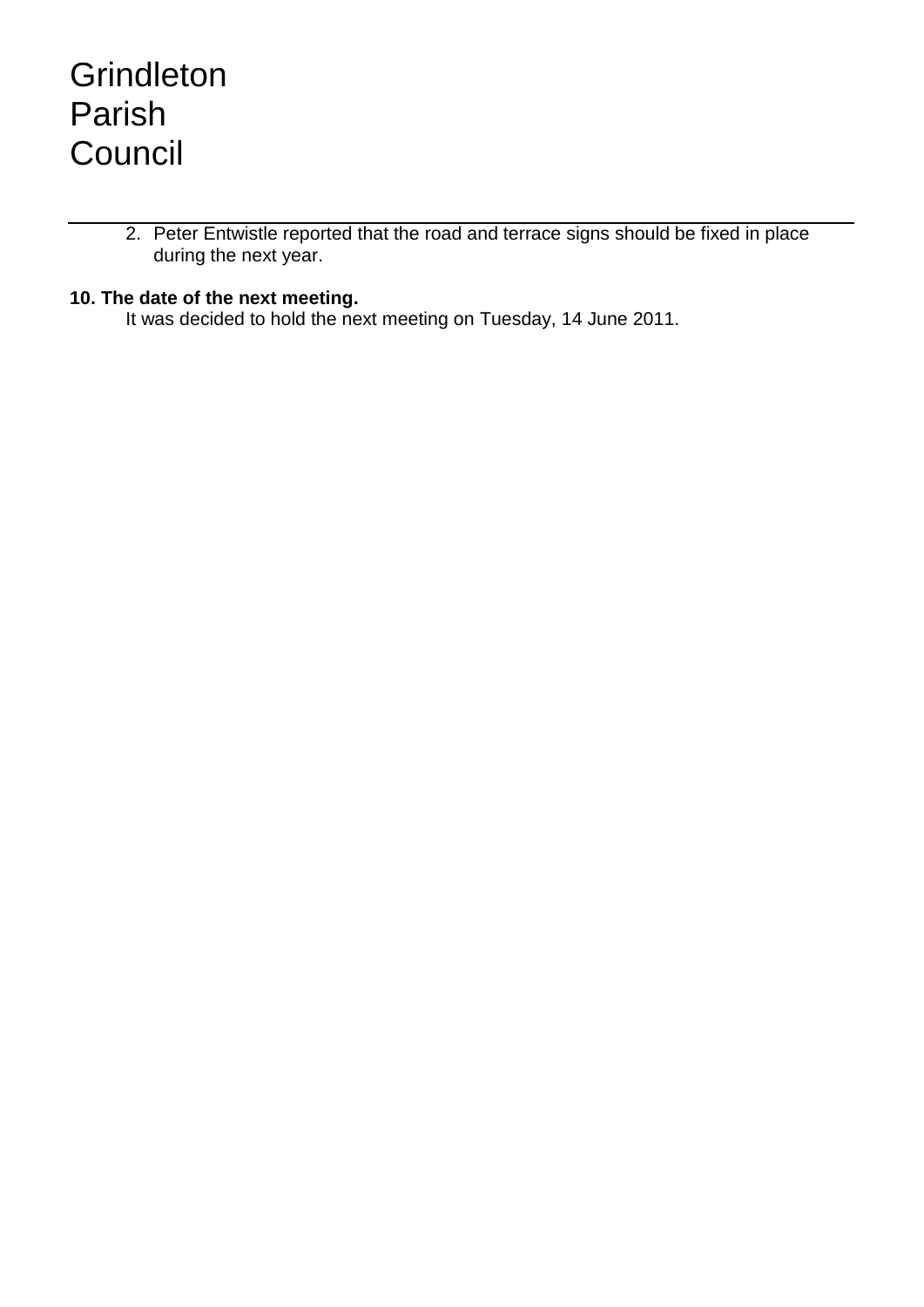2. Peter Entwistle reported that the road and terrace signs should be fixed in place during the next year.

**10. The date of the next meeting.**

It was decided to hold the next meeting on Tuesday, 14 June 2011.